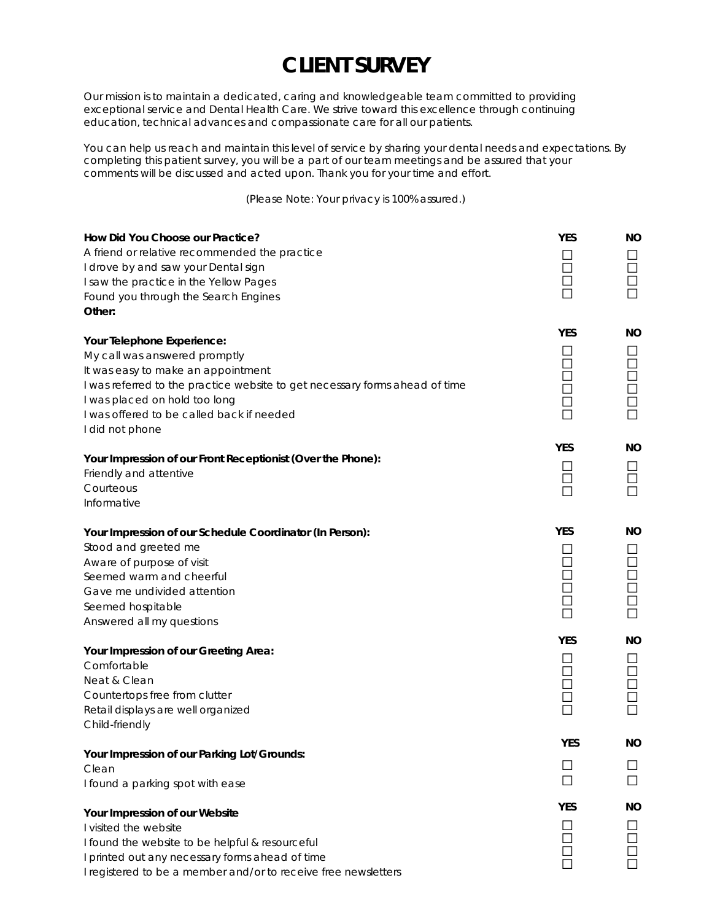# CLIENT SURVEY

Our mission is to maintain a dedicated, caring and knowledgeable team committed to providing exceptional service and Dental Health Care. We strive toward this excellence through continuing education, technical advances and compassionate care for all our patients.

You can help us reach and maintain this level of service by sharing your dental needs and expectations. By completing this patient survey, you will be a part of our team meetings and be assured that your comments will be discussed and acted upon. Thank you for your time and effort.

*(Please Note: Your privacy is 100% assured.)*

| **How Did You Choose our Practice?** | **YES** | **NO** |
|---|---|---|
| A friend or relative recommended the practice | ☐ | ☐ |
| I drove by and saw your Dental sign | ☐ | ☐ |
| I saw the practice in the Yellow Pages | ☐ | ☐ |
| Found you through the Search Engines | ☐ | ☐ |
| **Other:** | | |

| **Your Telephone Experience:** | **YES** | **NO** |
|---|---|---|
| My call was answered promptly | ☐ | ☐ |
| It was easy to make an appointment | ☐ | ☐ |
| I was referred to the practice website to get necessary forms ahead of time | ☐ | ☐ |
| I was placed on hold too long | ☐ | ☐ |
| I was offered to be called back if needed | ☐ | ☐ |
| I did not phone | ☐ | ☐ |

| **Your Impression of our Front Receptionist (Over the Phone):** | **YES** | **NO** |
|---|---|---|
| Friendly and attentive | ☐ | ☐ |
| Courteous | ☐ | ☐ |
| Informative | ☐ | ☐ |

| **Your Impression of our Schedule Coordinator (In Person):** | **YES** | **NO** |
|---|---|---|
| Stood and greeted me | ☐ | ☐ |
| Aware of purpose of visit | ☐ | ☐ |
| Seemed warm and cheerful | ☐ | ☐ |
| Gave me undivided attention | ☐ | ☐ |
| Seemed hospitable | ☐ | ☐ |
| Answered all my questions | ☐ | ☐ |

| **Your Impression of our Greeting Area:** | **YES** | **NO** |
|---|---|---|
| Comfortable | ☐ | ☐ |
| Neat & Clean | ☐ | ☐ |
| Countertops free from clutter | ☐ | ☐ |
| Retail displays are well organized | ☐ | ☐ |
| Child-friendly | ☐ | ☐ |

| **Your Impression of our Parking Lot/Grounds:** | **YES** | **NO** |
|---|---|---|
| Clean | ☐ | ☐ |
| I found a parking spot with ease | ☐ | ☐ |

| **Your Impression of our Website** | **YES** | **NO** |
|---|---|---|
| I visited the website | ☐ | ☐ |
| I found the website to be helpful & resourceful | ☐ | ☐ |
| I printed out any necessary forms ahead of time | ☐ | ☐ |
| I registered to be a member and/or to receive free newsletters | ☐ | ☐ |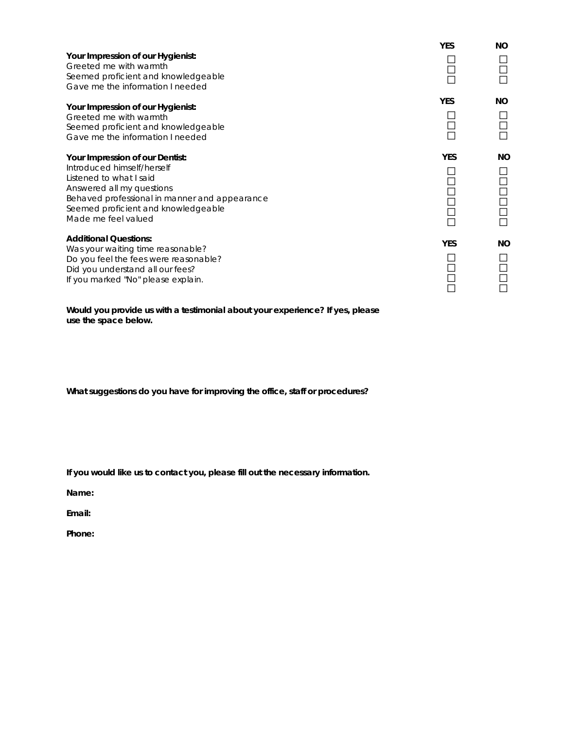| | YES | NO |
|---|---|---|
| **Your Impression of our Hygienist:** | | |
| Greeted me with warmth | ☐ | ☐ |
| Seemed proficient and knowledgeable | ☐ | ☐ |
| Gave me the information I needed | ☐ | ☐ |

| | YES | NO |
|---|---|---|
| **Your Impression of our Hygienist:** | | |
| Greeted me with warmth | ☐ | ☐ |
| Seemed proficient and knowledgeable | ☐ | ☐ |
| Gave me the information I needed | ☐ | ☐ |

| | YES | NO |
|---|---|---|
| **Your Impression of our Dentist:** | | |
| Introduced himself/herself | ☐ | ☐ |
| Listened to what I said | ☐ | ☐ |
| Answered all my questions | ☐ | ☐ |
| Behaved professional in manner and appearance | ☐ | ☐ |
| Seemed proficient and knowledgeable | ☐ | ☐ |
| Made me feel valued | ☐ | ☐ |

| | YES | NO |
|---|---|---|
| **Additional Questions:** | | |
| Was your waiting time reasonable? | ☐ | ☐ |
| Do you feel the fees were reasonable? | ☐ | ☐ |
| Did you understand all our fees? | ☐ | ☐ |
| If you marked "No" please explain. | ☐ | ☐ |

**Would you provide us with a testimonial about your experience? If yes, please use the space below.**

**What suggestions do you have for improving the office, staff or procedures?**

**If you would like us to contact you, please fill out the necessary information.**

**Name:**

**Email:**

**Phone:**